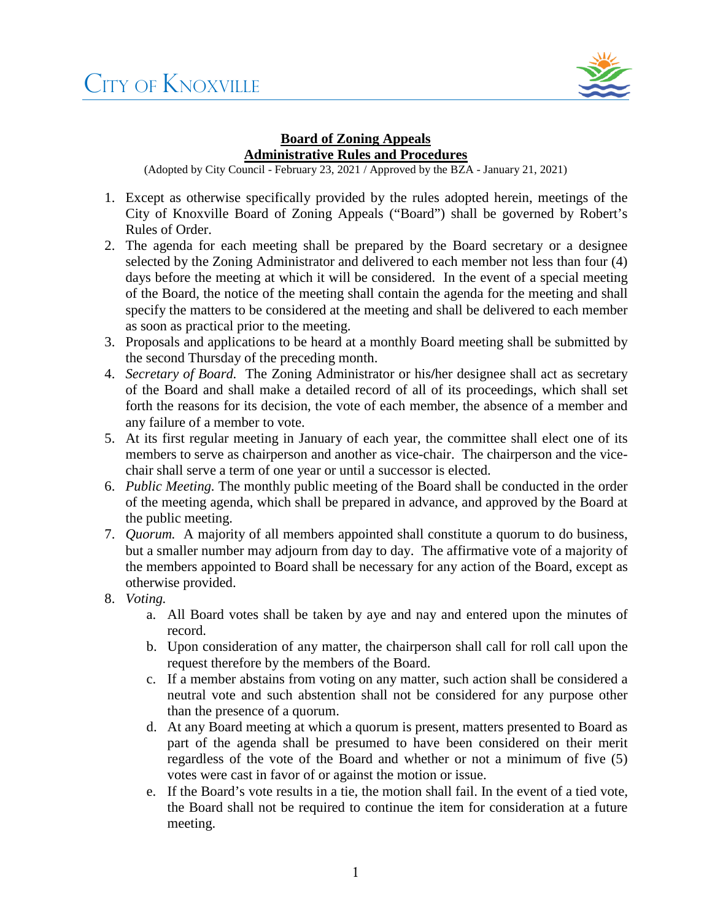# CITY OF KNOXVILLE

## Board of Zoning Appeals
## Administrative Rules and Procedures

(Adopted by City Council - February 23, 2021 / Approved by the BZA - January 21, 2021)

1. Except as otherwise specifically provided by the rules adopted herein, meetings of the City of Knoxville Board of Zoning Appeals ("Board") shall be governed by Robert's Rules of Order.
2. The agenda for each meeting shall be prepared by the Board secretary or a designee selected by the Zoning Administrator and delivered to each member not less than four (4) days before the meeting at which it will be considered. In the event of a special meeting of the Board, the notice of the meeting shall contain the agenda for the meeting and shall specify the matters to be considered at the meeting and shall be delivered to each member as soon as practical prior to the meeting.
3. Proposals and applications to be heard at a monthly Board meeting shall be submitted by the second Thursday of the preceding month.
4. *Secretary of Board.* The Zoning Administrator or his/her designee shall act as secretary of the Board and shall make a detailed record of all of its proceedings, which shall set forth the reasons for its decision, the vote of each member, the absence of a member and any failure of a member to vote.
5. At its first regular meeting in January of each year, the committee shall elect one of its members to serve as chairperson and another as vice-chair. The chairperson and the vice-chair shall serve a term of one year or until a successor is elected.
6. *Public Meeting.* The monthly public meeting of the Board shall be conducted in the order of the meeting agenda, which shall be prepared in advance, and approved by the Board at the public meeting.
7. *Quorum.* A majority of all members appointed shall constitute a quorum to do business, but a smaller number may adjourn from day to day. The affirmative vote of a majority of the members appointed to Board shall be necessary for any action of the Board, except as otherwise provided.
8. *Voting.*
    a. All Board votes shall be taken by aye and nay and entered upon the minutes of record.
    b. Upon consideration of any matter, the chairperson shall call for roll call upon the request therefore by the members of the Board.
    c. If a member abstains from voting on any matter, such action shall be considered a neutral vote and such abstention shall not be considered for any purpose other than the presence of a quorum.
    d. At any Board meeting at which a quorum is present, matters presented to Board as part of the agenda shall be presumed to have been considered on their merit regardless of the vote of the Board and whether or not a minimum of five (5) votes were cast in favor of or against the motion or issue.
    e. If the Board's vote results in a tie, the motion shall fail. In the event of a tied vote, the Board shall not be required to continue the item for consideration at a future meeting.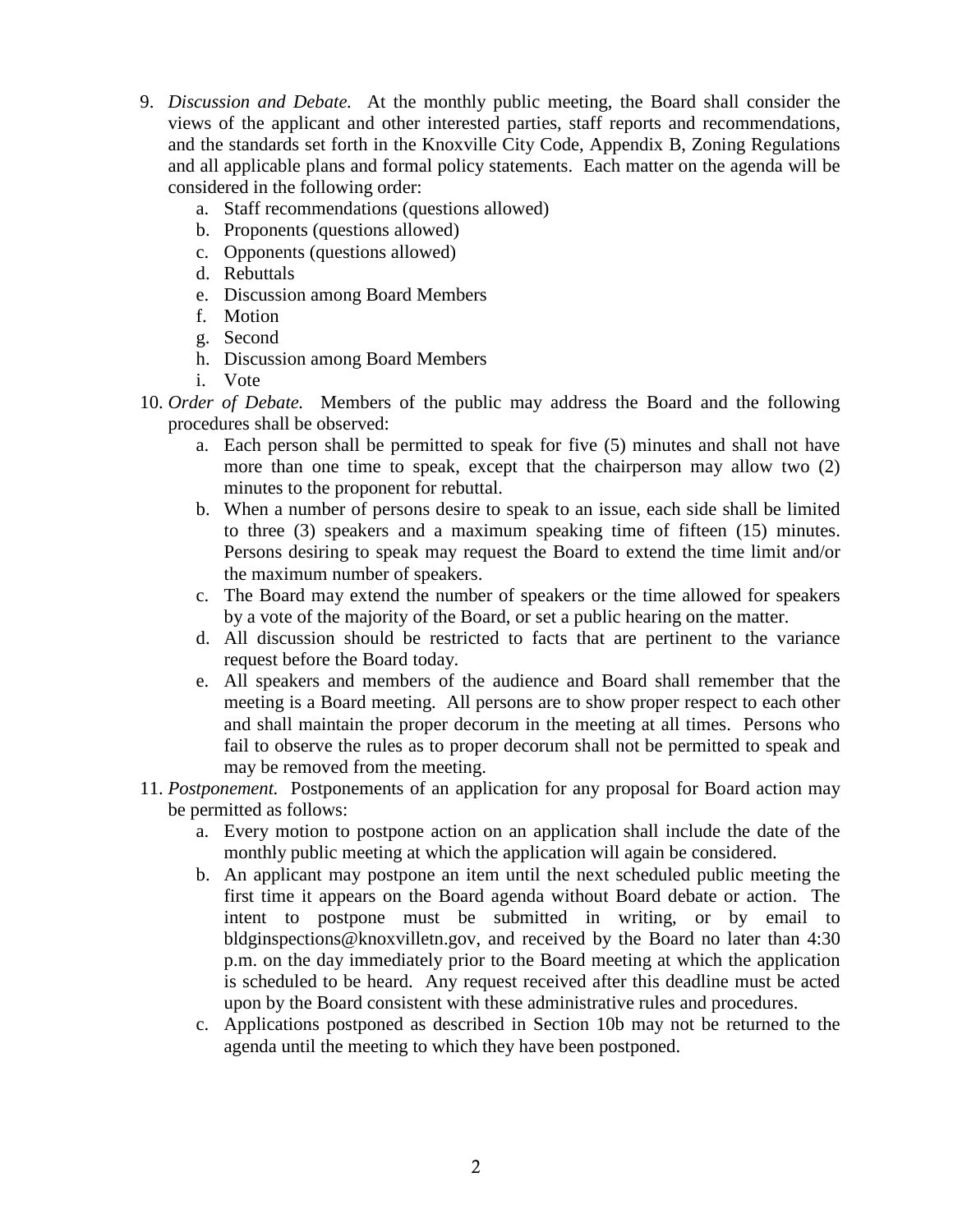9. *Discussion and Debate.* At the monthly public meeting, the Board shall consider the views of the applicant and other interested parties, staff reports and recommendations, and the standards set forth in the Knoxville City Code, Appendix B, Zoning Regulations and all applicable plans and formal policy statements. Each matter on the agenda will be considered in the following order:
    a. Staff recommendations (questions allowed)
    b. Proponents (questions allowed)
    c. Opponents (questions allowed)
    d. Rebuttals
    e. Discussion among Board Members
    f. Motion
    g. Second
    h. Discussion among Board Members
    i. Vote
10. *Order of Debate.* Members of the public may address the Board and the following procedures shall be observed:
    a. Each person shall be permitted to speak for five (5) minutes and shall not have more than one time to speak, except that the chairperson may allow two (2) minutes to the proponent for rebuttal.
    b. When a number of persons desire to speak to an issue, each side shall be limited to three (3) speakers and a maximum speaking time of fifteen (15) minutes. Persons desiring to speak may request the Board to extend the time limit and/or the maximum number of speakers.
    c. The Board may extend the number of speakers or the time allowed for speakers by a vote of the majority of the Board, or set a public hearing on the matter.
    d. All discussion should be restricted to facts that are pertinent to the variance request before the Board today.
    e. All speakers and members of the audience and Board shall remember that the meeting is a Board meeting. All persons are to show proper respect to each other and shall maintain the proper decorum in the meeting at all times. Persons who fail to observe the rules as to proper decorum shall not be permitted to speak and may be removed from the meeting.
11. *Postponement.* Postponements of an application for any proposal for Board action may be permitted as follows:
    a. Every motion to postpone action on an application shall include the date of the monthly public meeting at which the application will again be considered.
    b. An applicant may postpone an item until the next scheduled public meeting the first time it appears on the Board agenda without Board debate or action. The intent to postpone must be submitted in writing, or by email to bldginspections@knoxvilletn.gov, and received by the Board no later than 4:30 p.m. on the day immediately prior to the Board meeting at which the application is scheduled to be heard. Any request received after this deadline must be acted upon by the Board consistent with these administrative rules and procedures.
    c. Applications postponed as described in Section 10b may not be returned to the agenda until the meeting to which they have been postponed.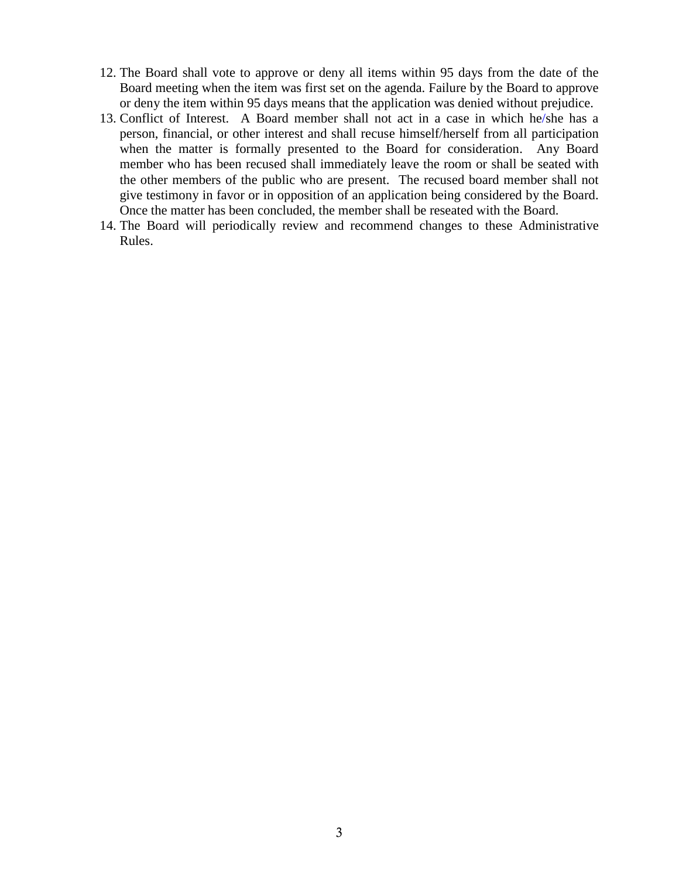12. The Board shall vote to approve or deny all items within 95 days from the date of the Board meeting when the item was first set on the agenda. Failure by the Board to approve or deny the item within 95 days means that the application was denied without prejudice.
13. Conflict of Interest. A Board member shall not act in a case in which he/she has a person, financial, or other interest and shall recuse himself/herself from all participation when the matter is formally presented to the Board for consideration. Any Board member who has been recused shall immediately leave the room or shall be seated with the other members of the public who are present. The recused board member shall not give testimony in favor or in opposition of an application being considered by the Board. Once the matter has been concluded, the member shall be reseated with the Board.
14. The Board will periodically review and recommend changes to these Administrative Rules.